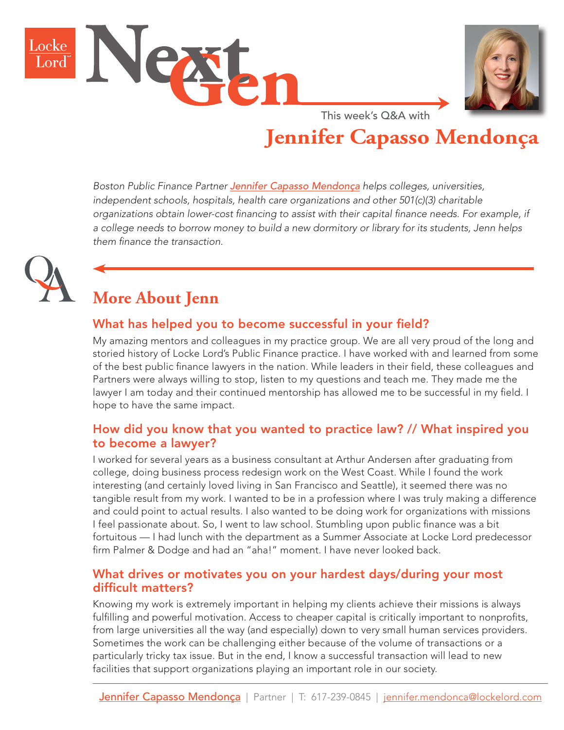Locke Lord

# NextGen

This week's Q&A with

# Jennifer Capasso Mendonça

*Boston Public Finance Partner Jennifer Capasso Mendonça helps colleges, universities, independent schools, hospitals, health care organizations and other 501(c)(3) charitable organizations obtain lower-cost financing to assist with their capital finance needs. For example, if a college needs to borrow money to build a new dormitory or library for its students, Jenn helps them finance the transaction.*

## More About Jenn

### What has helped you to become successful in your field?

My amazing mentors and colleagues in my practice group. We are all very proud of the long and storied history of Locke Lord's Public Finance practice. I have worked with and learned from some of the best public finance lawyers in the nation. While leaders in their field, these colleagues and Partners were always willing to stop, listen to my questions and teach me. They made me the lawyer I am today and their continued mentorship has allowed me to be successful in my field. I hope to have the same impact.

### How did you know that you wanted to practice law? // What inspired you to become a lawyer?

I worked for several years as a business consultant at Arthur Andersen after graduating from college, doing business process redesign work on the West Coast. While I found the work interesting (and certainly loved living in San Francisco and Seattle), it seemed there was no tangible result from my work. I wanted to be in a profession where I was truly making a difference and could point to actual results. I also wanted to be doing work for organizations with missions I feel passionate about. So, I went to law school. Stumbling upon public finance was a bit fortuitous — I had lunch with the department as a Summer Associate at Locke Lord predecessor firm Palmer & Dodge and had an "aha!" moment. I have never looked back.

### What drives or motivates you on your hardest days/during your most difficult matters?

Knowing my work is extremely important in helping my clients achieve their missions is always fulfilling and powerful motivation. Access to cheaper capital is critically important to nonprofits, from large universities all the way (and especially) down to very small human services providers. Sometimes the work can be challenging either because of the volume of transactions or a particularly tricky tax issue. But in the end, I know a successful transaction will lead to new facilities that support organizations playing an important role in our society.

Jennifer Capasso Mendonça | Partner | T: 617-239-0845 | jennifer.mendonca@lockelord.com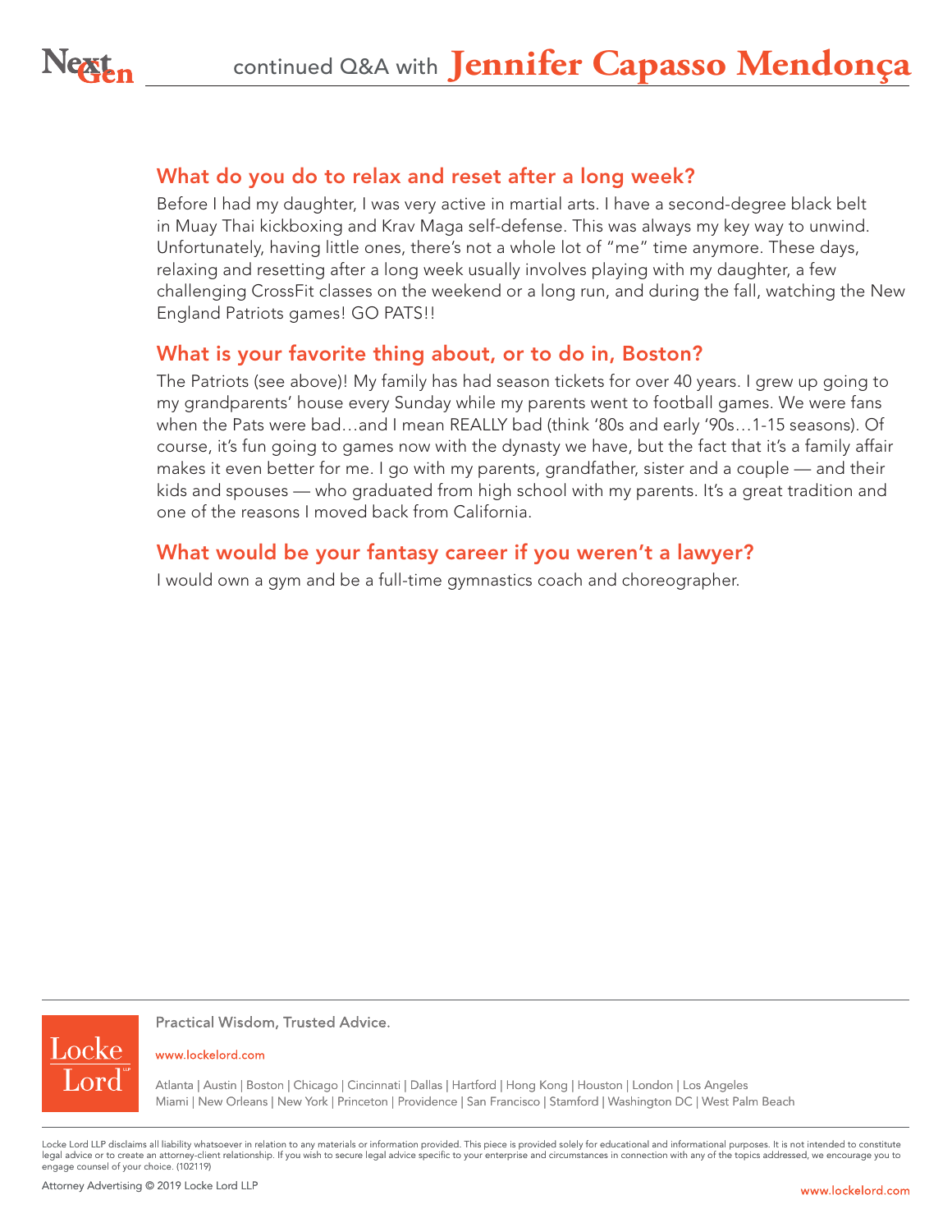# continued Q&A with Jennifer Capasso Mendonça

## What do you do to relax and reset after a long week?

Before I had my daughter, I was very active in martial arts. I have a second-degree black belt in Muay Thai kickboxing and Krav Maga self-defense. This was always my key way to unwind. Unfortunately, having little ones, there's not a whole lot of "me" time anymore. These days, relaxing and resetting after a long week usually involves playing with my daughter, a few challenging CrossFit classes on the weekend or a long run, and during the fall, watching the New England Patriots games! GO PATS!!

## What is your favorite thing about, or to do in, Boston?

The Patriots (see above)! My family has had season tickets for over 40 years. I grew up going to my grandparents' house every Sunday while my parents went to football games. We were fans when the Pats were bad…and I mean REALLY bad (think '80s and early '90s…1-15 seasons). Of course, it's fun going to games now with the dynasty we have, but the fact that it's a family affair makes it even better for me. I go with my parents, grandfather, sister and a couple — and their kids and spouses — who graduated from high school with my parents. It's a great tradition and one of the reasons I moved back from California.

## What would be your fantasy career if you weren't a lawyer?

I would own a gym and be a full-time gymnastics coach and choreographer.

Locke Lord LLP

Practical Wisdom, Trusted Advice.

www.lockelord.com

Atlanta | Austin | Boston | Chicago | Cincinnati | Dallas | Hartford | Hong Kong | Houston | London | Los Angeles
Miami | New Orleans | New York | Princeton | Providence | San Francisco | Stamford | Washington DC | West Palm Beach

Locke Lord LLP disclaims all liability whatsoever in relation to any materials or information provided. This piece is provided solely for educational and informational purposes. It is not intended to constitute legal advice or to create an attorney-client relationship. If you wish to secure legal advice specific to your enterprise and circumstances in connection with any of the topics addressed, we encourage you to engage counsel of your choice. (102119)

Attorney Advertising © 2019 Locke Lord LLP

www.lockelord.com